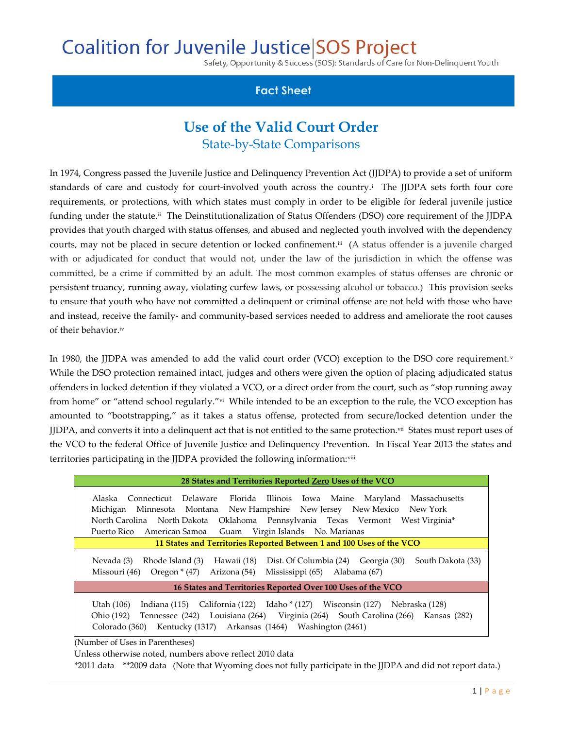# Coalition for Juvenile Justice | SOS Project

Safety, Opportunity & Success (SOS): Standards of Care for Non-Delinquent Youth

**Fact Sheet**

## Use of the Valid Court Order

### State-by-State Comparisons

In 1974, Congress passed the Juvenile Justice and Delinquency Prevention Act (JJDPA) to provide a set of uniform standards of care and custody for court-involved youth across the country.[i] The JJDPA sets forth four core requirements, or protections, with which states must comply in order to be eligible for federal juvenile justice funding under the statute.[ii] The Deinstitutionalization of Status Offenders (DSO) core requirement of the JJDPA provides that youth charged with status offenses, and abused and neglected youth involved with the dependency courts, may not be placed in secure detention or locked confinement.[iii] (A status offender is a juvenile charged with or adjudicated for conduct that would not, under the law of the jurisdiction in which the offense was committed, be a crime if committed by an adult. The most common examples of status offenses are chronic or persistent truancy, running away, violating curfew laws, or possessing alcohol or tobacco.) This provision seeks to ensure that youth who have not committed a delinquent or criminal offense are not held with those who have and instead, receive the family- and community-based services needed to address and ameliorate the root causes of their behavior.[iv]

In 1980, the JJDPA was amended to add the valid court order (VCO) exception to the DSO core requirement.[v] While the DSO protection remained intact, judges and others were given the option of placing adjudicated status offenders in locked detention if they violated a VCO, or a direct order from the court, such as "stop running away from home" or "attend school regularly."[vi] While intended to be an exception to the rule, the VCO exception has amounted to "bootstrapping," as it takes a status offense, protected from secure/locked detention under the JJDPA, and converts it into a delinquent act that is not entitled to the same protection.[vii] States must report uses of the VCO to the federal Office of Juvenile Justice and Delinquency Prevention. In Fiscal Year 2013 the states and territories participating in the JJDPA provided the following information:[viii]

| 28 States and Territories Reported <u>Zero</u> Uses of the VCO |
|---|
| Alaska, Connecticut, Delaware, Florida, Illinois, Iowa, Maine, Maryland, Massachusetts, Michigan, Minnesota, Montana, New Hampshire, New Jersey, New Mexico, New York, North Carolina, North Dakota, Oklahoma, Pennsylvania, Texas, Vermont, West Virginia*, Puerto Rico, American Samoa, Guam, Virgin Islands, No. Marianas |
| **11 States and Territories Reported Between 1 and 100 Uses of the VCO** |
| Nevada (3), Rhode Island (3), Hawaii (18), Dist. Of Columbia (24), Georgia (30), South Dakota (33), Missouri (46), Oregon * (47), Arizona (54), Mississippi (65), Alabama (67) |
| **16 States and Territories Reported Over 100 Uses of the VCO** |
| Utah (106), Indiana (115), California (122), Idaho * (127), Wisconsin (127), Nebraska (128), Ohio (192), Tennessee (242), Louisiana (264), Virginia (264), South Carolina (266), Kansas (282), Colorado (360), Kentucky (1317), Arkansas (1464), Washington (2461) |

(Number of Uses in Parentheses)

Unless otherwise noted, numbers above reflect 2010 data

*2011 data  **2009 data  (Note that Wyoming does not fully participate in the JJDPA and did not report data.)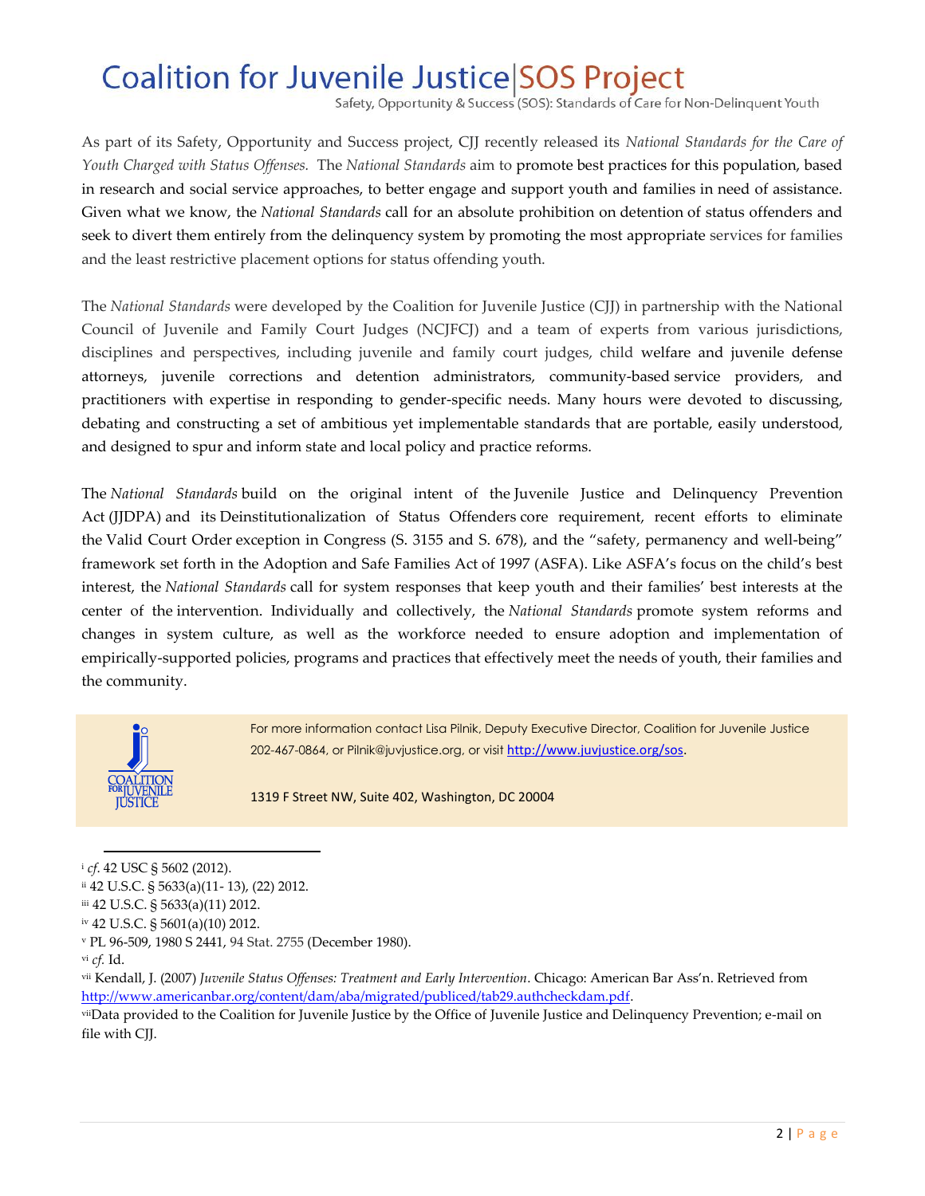As part of its Safety, Opportunity and Success project, CJJ recently released its *National Standards for the Care of Youth Charged with Status Offenses.* The *National Standards* aim to promote best practices for this population, based in research and social service approaches, to better engage and support youth and families in need of assistance. Given what we know, the *National Standards* call for an absolute prohibition on detention of status offenders and seek to divert them entirely from the delinquency system by promoting the most appropriate services for families and the least restrictive placement options for status offending youth.

The *National Standards* were developed by the Coalition for Juvenile Justice (CJJ) in partnership with the National Council of Juvenile and Family Court Judges (NCJFCJ) and a team of experts from various jurisdictions, disciplines and perspectives, including juvenile and family court judges, child welfare and juvenile defense attorneys, juvenile corrections and detention administrators, community-based service providers, and practitioners with expertise in responding to gender-specific needs. Many hours were devoted to discussing, debating and constructing a set of ambitious yet implementable standards that are portable, easily understood, and designed to spur and inform state and local policy and practice reforms.

The *National Standards* build on the original intent of the Juvenile Justice and Delinquency Prevention Act (JJDPA) and its Deinstitutionalization of Status Offenders core requirement, recent efforts to eliminate the Valid Court Order exception in Congress (S. 3155 and S. 678), and the "safety, permanency and well-being" framework set forth in the Adoption and Safe Families Act of 1997 (ASFA). Like ASFA's focus on the child's best interest, the *National Standards* call for system responses that keep youth and their families' best interests at the center of the intervention. Individually and collectively, the *National Standards* promote system reforms and changes in system culture, as well as the workforce needed to ensure adoption and implementation of empirically-supported policies, programs and practices that effectively meet the needs of youth, their families and the community.

For more information contact Lisa Pilnik, Deputy Executive Director, Coalition for Juvenile Justice 202-467-0864, or Pilnik@juvjustice.org, or visit http://www.juvjustice.org/sos.

1319 F Street NW, Suite 402, Washington, DC 20004

---

[i] *cf.* 42 USC § 5602 (2012).

[ii] 42 U.S.C. § 5633(a)(11- 13), (22) 2012.

[iii] 42 U.S.C. § 5633(a)(11) 2012.

[iv] 42 U.S.C. § 5601(a)(10) 2012.

[v] PL 96-509, 1980 S 2441, 94 Stat. 2755 (December 1980).

[vi] *cf.* Id.

[vii] Kendall, J. (2007) *Juvenile Status Offenses: Treatment and Early Intervention*. Chicago: American Bar Ass'n. Retrieved from http://www.americanbar.org/content/dam/aba/migrated/publiced/tab29.authcheckdam.pdf.

[viii] Data provided to the Coalition for Juvenile Justice by the Office of Juvenile Justice and Delinquency Prevention; e-mail on file with CJJ.